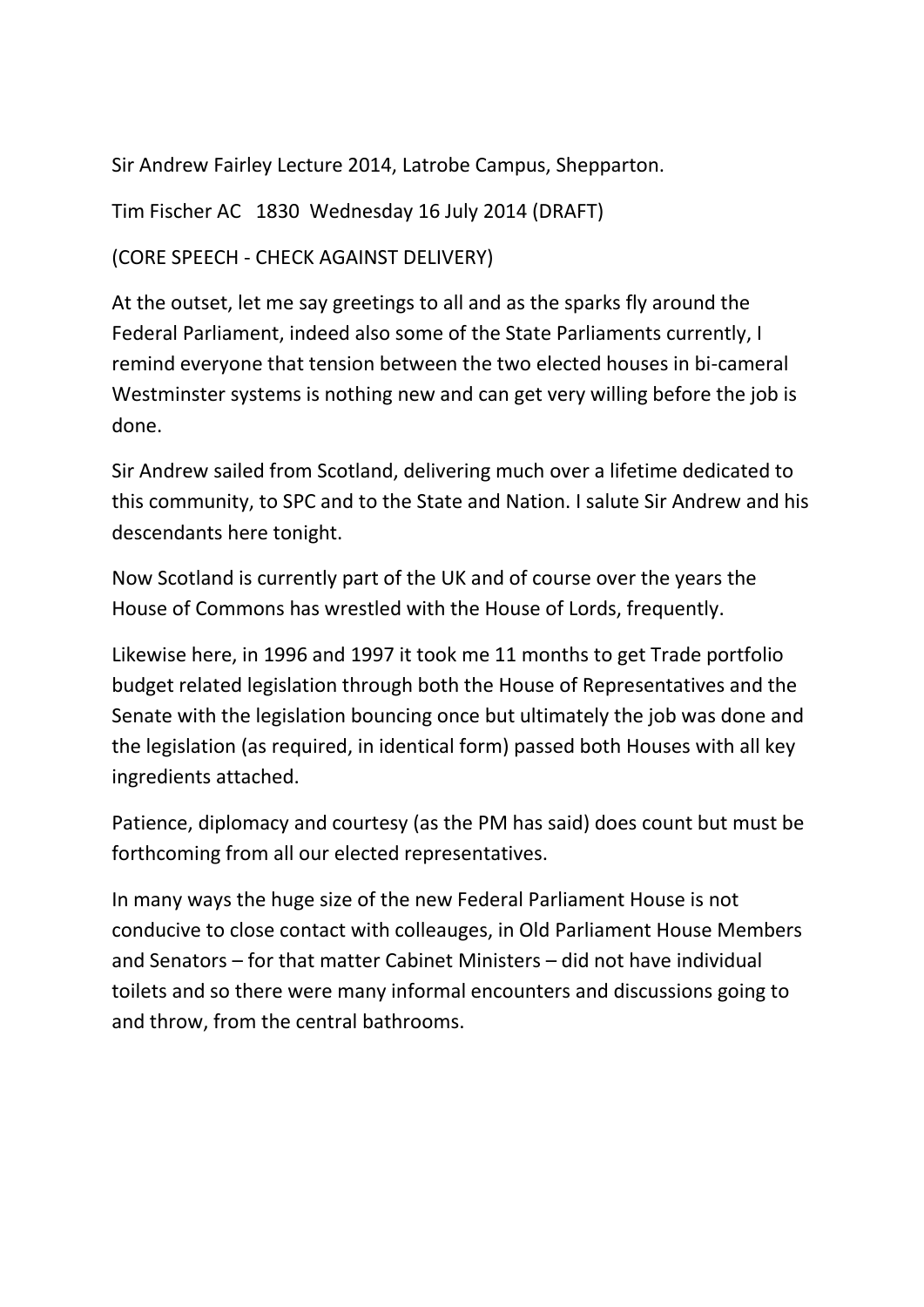Sir Andrew Fairley Lecture 2014, Latrobe Campus, Shepparton.

Tim Fischer AC   1830  Wednesday 16 July 2014 (DRAFT)

(CORE SPEECH - CHECK AGAINST DELIVERY)

At the outset, let me say greetings to all and as the sparks fly around the Federal Parliament, indeed also some of the State Parliaments currently, I remind everyone that tension between the two elected houses in bi-cameral Westminster systems is nothing new and can get very willing before the job is done.

Sir Andrew sailed from Scotland, delivering much over a lifetime dedicated to this community, to SPC and to the State and Nation. I salute Sir Andrew and his descendants here tonight.

Now Scotland is currently part of the UK and of course over the years the House of Commons has wrestled with the House of Lords, frequently.

Likewise here, in 1996 and 1997 it took me 11 months to get Trade portfolio budget related legislation through both the House of Representatives and the Senate with the legislation bouncing once but ultimately the job was done and the legislation (as required, in identical form) passed both Houses with all key ingredients attached.

Patience, diplomacy and courtesy (as the PM has said) does count but must be forthcoming from all our elected representatives.

In many ways the huge size of the new Federal Parliament House is not conducive to close contact with colleauges, in Old Parliament House Members and Senators – for that matter Cabinet Ministers – did not have individual toilets and so there were many informal encounters and discussions going to and throw, from the central bathrooms.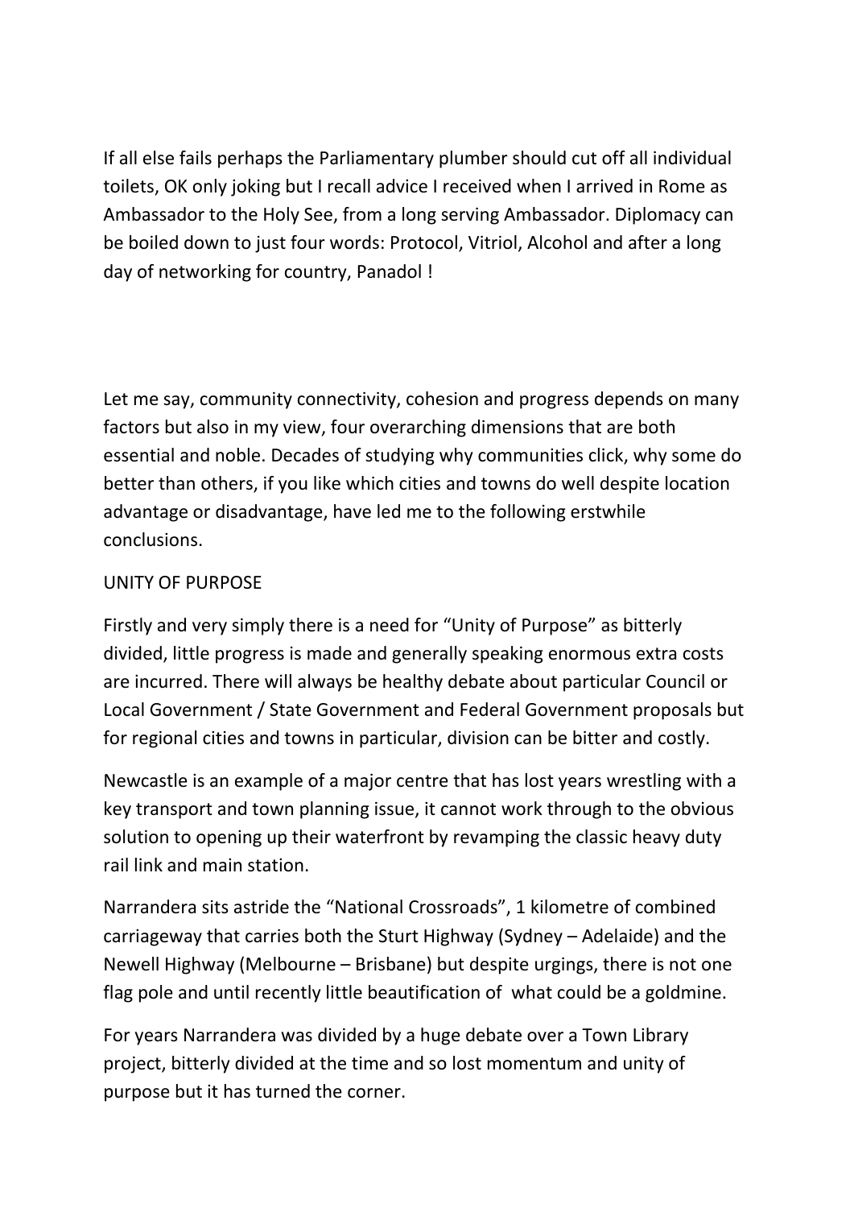If all else fails perhaps the Parliamentary plumber should cut off all individual toilets, OK only joking but I recall advice I received when I arrived in Rome as Ambassador to the Holy See, from a long serving Ambassador. Diplomacy can be boiled down to just four words: Protocol, Vitriol, Alcohol and after a long day of networking for country, Panadol !

Let me say, community connectivity, cohesion and progress depends on many factors but also in my view, four overarching dimensions that are both essential and noble. Decades of studying why communities click, why some do better than others, if you like which cities and towns do well despite location advantage or disadvantage, have led me to the following erstwhile conclusions.

## UNITY OF PURPOSE

Firstly and very simply there is a need for "Unity of Purpose" as bitterly divided, little progress is made and generally speaking enormous extra costs are incurred. There will always be healthy debate about particular Council or Local Government / State Government and Federal Government proposals but for regional cities and towns in particular, division can be bitter and costly.

Newcastle is an example of a major centre that has lost years wrestling with a key transport and town planning issue, it cannot work through to the obvious solution to opening up their waterfront by revamping the classic heavy duty rail link and main station.

Narrandera sits astride the "National Crossroads", 1 kilometre of combined carriageway that carries both the Sturt Highway (Sydney – Adelaide) and the Newell Highway (Melbourne – Brisbane) but despite urgings, there is not one flag pole and until recently little beautification of what could be a goldmine.

For years Narrandera was divided by a huge debate over a Town Library project, bitterly divided at the time and so lost momentum and unity of purpose but it has turned the corner.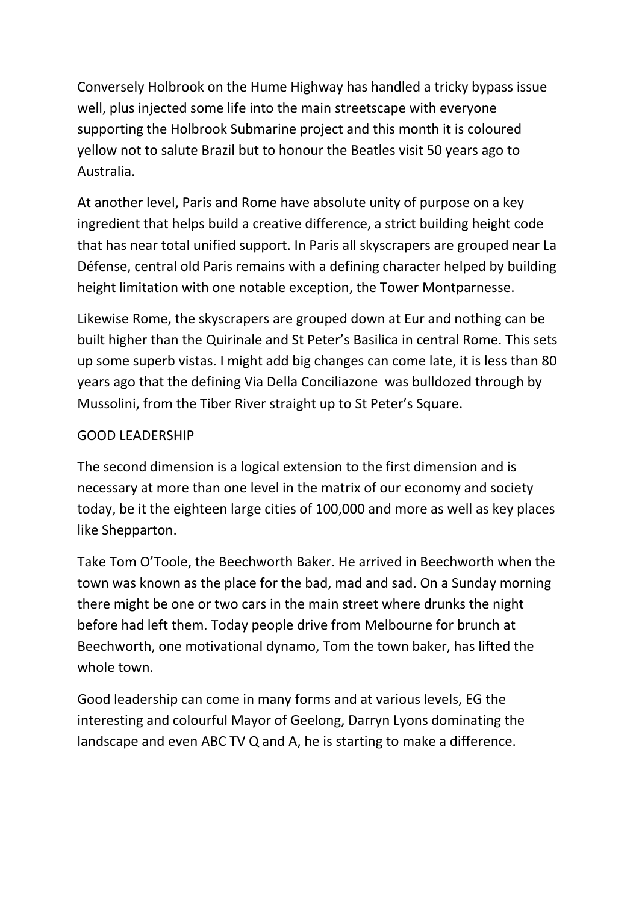Conversely Holbrook on the Hume Highway has handled a tricky bypass issue well, plus injected some life into the main streetscape with everyone supporting the Holbrook Submarine project and this month it is coloured yellow not to salute Brazil but to honour the Beatles visit 50 years ago to Australia.

At another level, Paris and Rome have absolute unity of purpose on a key ingredient that helps build a creative difference, a strict building height code that has near total unified support. In Paris all skyscrapers are grouped near La Défense, central old Paris remains with a defining character helped by building height limitation with one notable exception, the Tower Montparnesse.

Likewise Rome, the skyscrapers are grouped down at Eur and nothing can be built higher than the Quirinale and St Peter's Basilica in central Rome. This sets up some superb vistas. I might add big changes can come late, it is less than 80 years ago that the defining Via Della Conciliazone was bulldozed through by Mussolini, from the Tiber River straight up to St Peter's Square.

## GOOD LEADERSHIP

The second dimension is a logical extension to the first dimension and is necessary at more than one level in the matrix of our economy and society today, be it the eighteen large cities of 100,000 and more as well as key places like Shepparton.

Take Tom O'Toole, the Beechworth Baker. He arrived in Beechworth when the town was known as the place for the bad, mad and sad. On a Sunday morning there might be one or two cars in the main street where drunks the night before had left them. Today people drive from Melbourne for brunch at Beechworth, one motivational dynamo, Tom the town baker, has lifted the whole town.

Good leadership can come in many forms and at various levels, EG the interesting and colourful Mayor of Geelong, Darryn Lyons dominating the landscape and even ABC TV Q and A, he is starting to make a difference.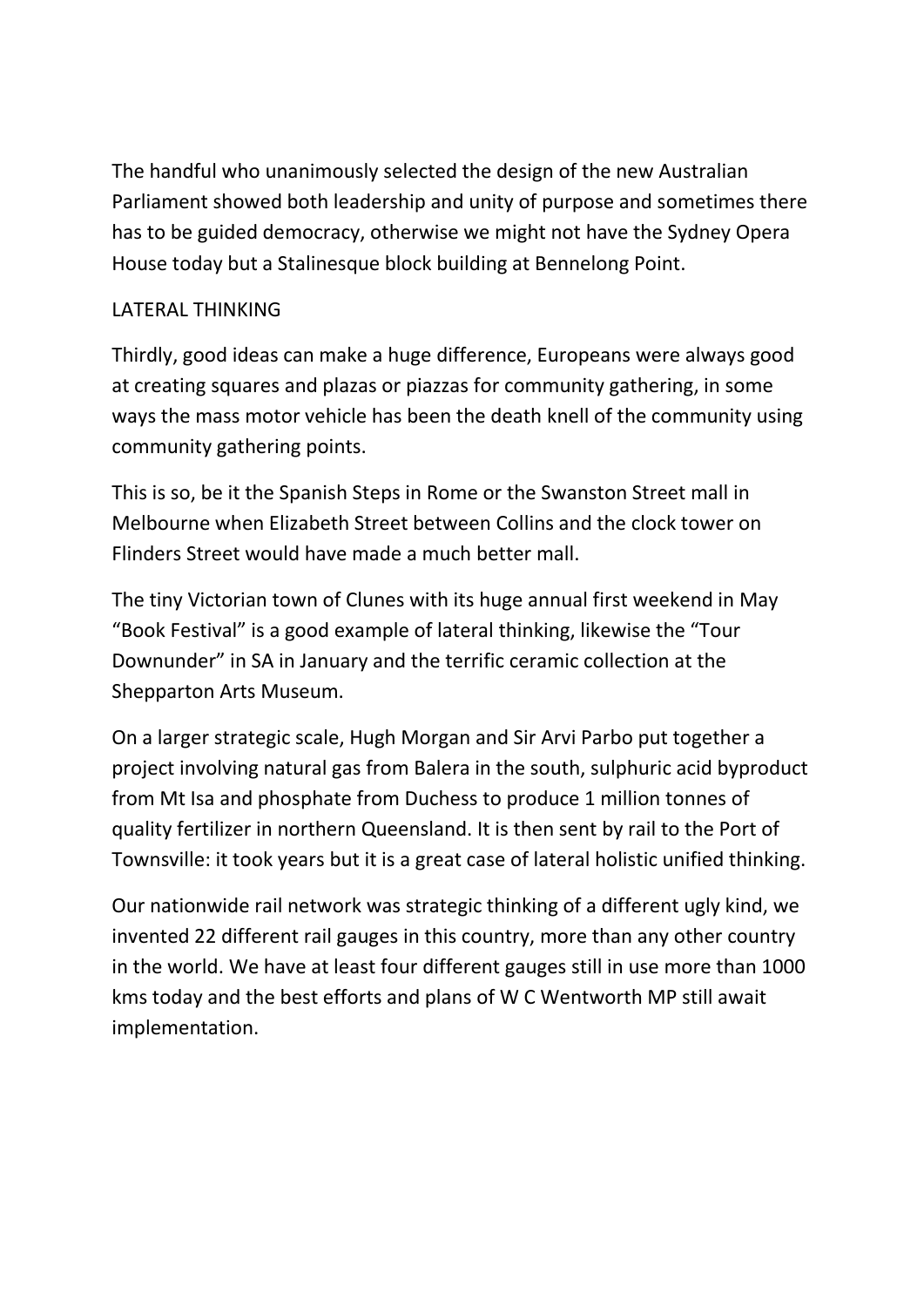The handful who unanimously selected the design of the new Australian Parliament showed both leadership and unity of purpose and sometimes there has to be guided democracy, otherwise we might not have the Sydney Opera House today but a Stalinesque block building at Bennelong Point.

## LATERAL THINKING

Thirdly, good ideas can make a huge difference, Europeans were always good at creating squares and plazas or piazzas for community gathering, in some ways the mass motor vehicle has been the death knell of the community using community gathering points.

This is so, be it the Spanish Steps in Rome or the Swanston Street mall in Melbourne when Elizabeth Street between Collins and the clock tower on Flinders Street would have made a much better mall.

The tiny Victorian town of Clunes with its huge annual first weekend in May "Book Festival" is a good example of lateral thinking, likewise the "Tour Downunder" in SA in January and the terrific ceramic collection at the Shepparton Arts Museum.

On a larger strategic scale, Hugh Morgan and Sir Arvi Parbo put together a project involving natural gas from Balera in the south, sulphuric acid byproduct from Mt Isa and phosphate from Duchess to produce 1 million tonnes of quality fertilizer in northern Queensland. It is then sent by rail to the Port of Townsville: it took years but it is a great case of lateral holistic unified thinking.

Our nationwide rail network was strategic thinking of a different ugly kind, we invented 22 different rail gauges in this country, more than any other country in the world. We have at least four different gauges still in use more than 1000 kms today and the best efforts and plans of W C Wentworth MP still await implementation.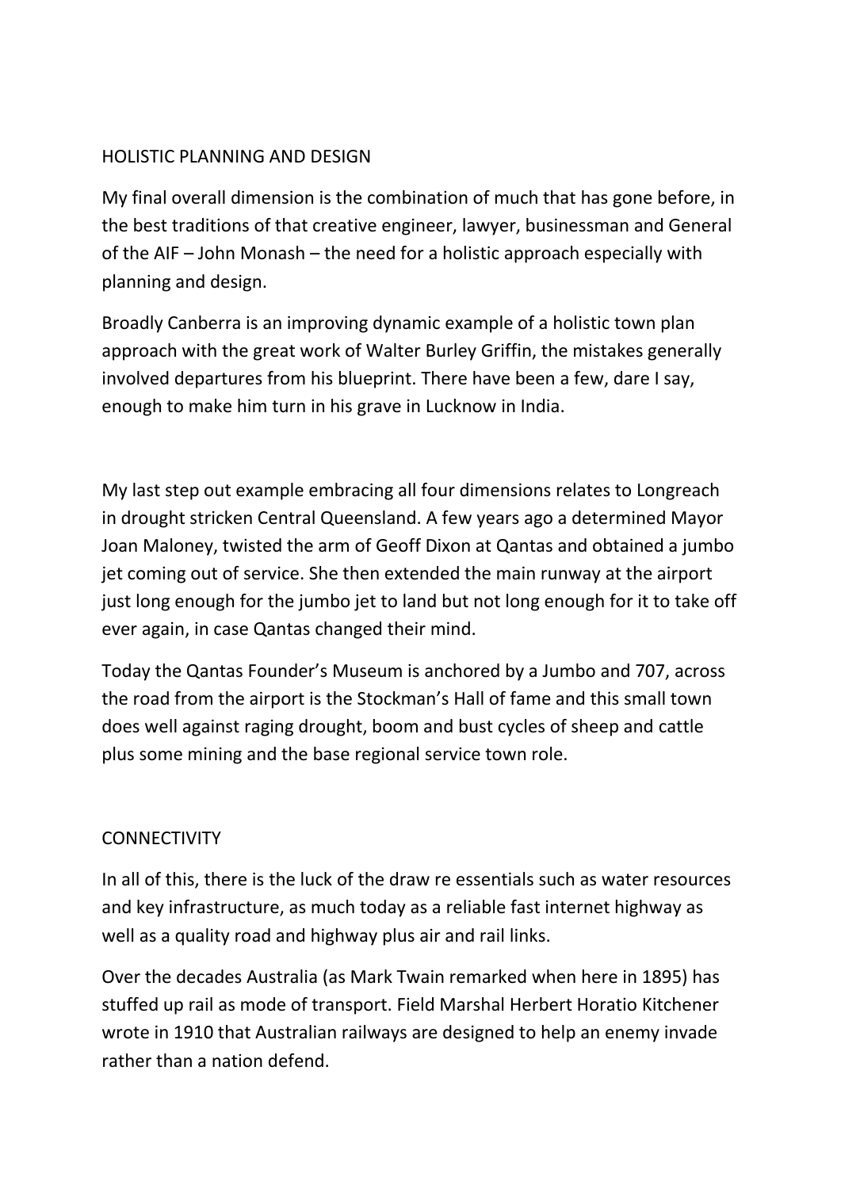## HOLISTIC PLANNING AND DESIGN

My final overall dimension is the combination of much that has gone before, in the best traditions of that creative engineer, lawyer, businessman and General of the AIF – John Monash – the need for a holistic approach especially with planning and design.

Broadly Canberra is an improving dynamic example of a holistic town plan approach with the great work of Walter Burley Griffin, the mistakes generally involved departures from his blueprint. There have been a few, dare I say, enough to make him turn in his grave in Lucknow in India.

My last step out example embracing all four dimensions relates to Longreach in drought stricken Central Queensland. A few years ago a determined Mayor Joan Maloney, twisted the arm of Geoff Dixon at Qantas and obtained a jumbo jet coming out of service. She then extended the main runway at the airport just long enough for the jumbo jet to land but not long enough for it to take off ever again, in case Qantas changed their mind.

Today the Qantas Founder's Museum is anchored by a Jumbo and 707, across the road from the airport is the Stockman's Hall of fame and this small town does well against raging drought, boom and bust cycles of sheep and cattle plus some mining and the base regional service town role.

## CONNECTIVITY

In all of this, there is the luck of the draw re essentials such as water resources and key infrastructure, as much today as a reliable fast internet highway as well as a quality road and highway plus air and rail links.

Over the decades Australia (as Mark Twain remarked when here in 1895) has stuffed up rail as mode of transport. Field Marshal Herbert Horatio Kitchener wrote in 1910 that Australian railways are designed to help an enemy invade rather than a nation defend.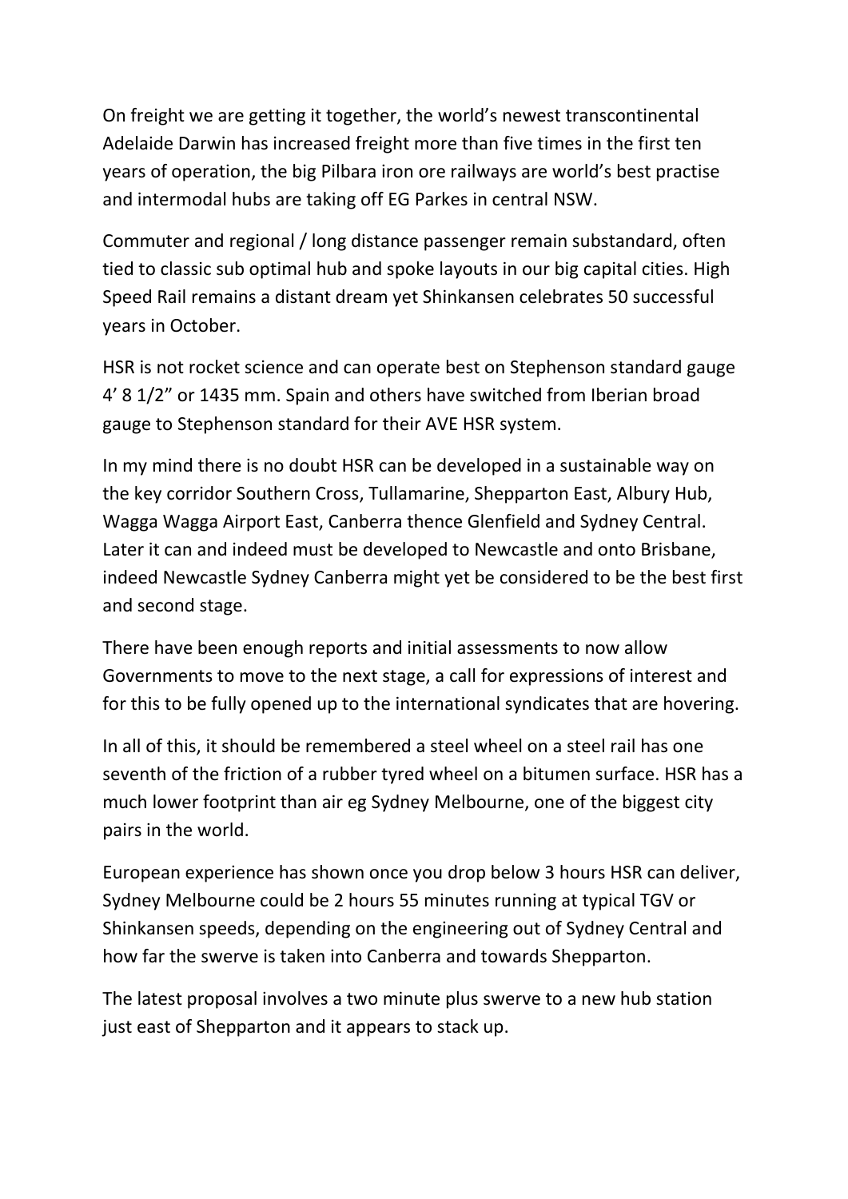On freight we are getting it together, the world's newest transcontinental Adelaide Darwin has increased freight more than five times in the first ten years of operation, the big Pilbara iron ore railways are world's best practise and intermodal hubs are taking off EG Parkes in central NSW.

Commuter and regional / long distance passenger remain substandard, often tied to classic sub optimal hub and spoke layouts in our big capital cities. High Speed Rail remains a distant dream yet Shinkansen celebrates 50 successful years in October.

HSR is not rocket science and can operate best on Stephenson standard gauge 4' 8 1/2" or 1435 mm. Spain and others have switched from Iberian broad gauge to Stephenson standard for their AVE HSR system.

In my mind there is no doubt HSR can be developed in a sustainable way on the key corridor Southern Cross, Tullamarine, Shepparton East, Albury Hub, Wagga Wagga Airport East, Canberra thence Glenfield and Sydney Central. Later it can and indeed must be developed to Newcastle and onto Brisbane, indeed Newcastle Sydney Canberra might yet be considered to be the best first and second stage.

There have been enough reports and initial assessments to now allow Governments to move to the next stage, a call for expressions of interest and for this to be fully opened up to the international syndicates that are hovering.

In all of this, it should be remembered a steel wheel on a steel rail has one seventh of the friction of a rubber tyred wheel on a bitumen surface. HSR has a much lower footprint than air eg Sydney Melbourne, one of the biggest city pairs in the world.

European experience has shown once you drop below 3 hours HSR can deliver, Sydney Melbourne could be 2 hours 55 minutes running at typical TGV or Shinkansen speeds, depending on the engineering out of Sydney Central and how far the swerve is taken into Canberra and towards Shepparton.

The latest proposal involves a two minute plus swerve to a new hub station just east of Shepparton and it appears to stack up.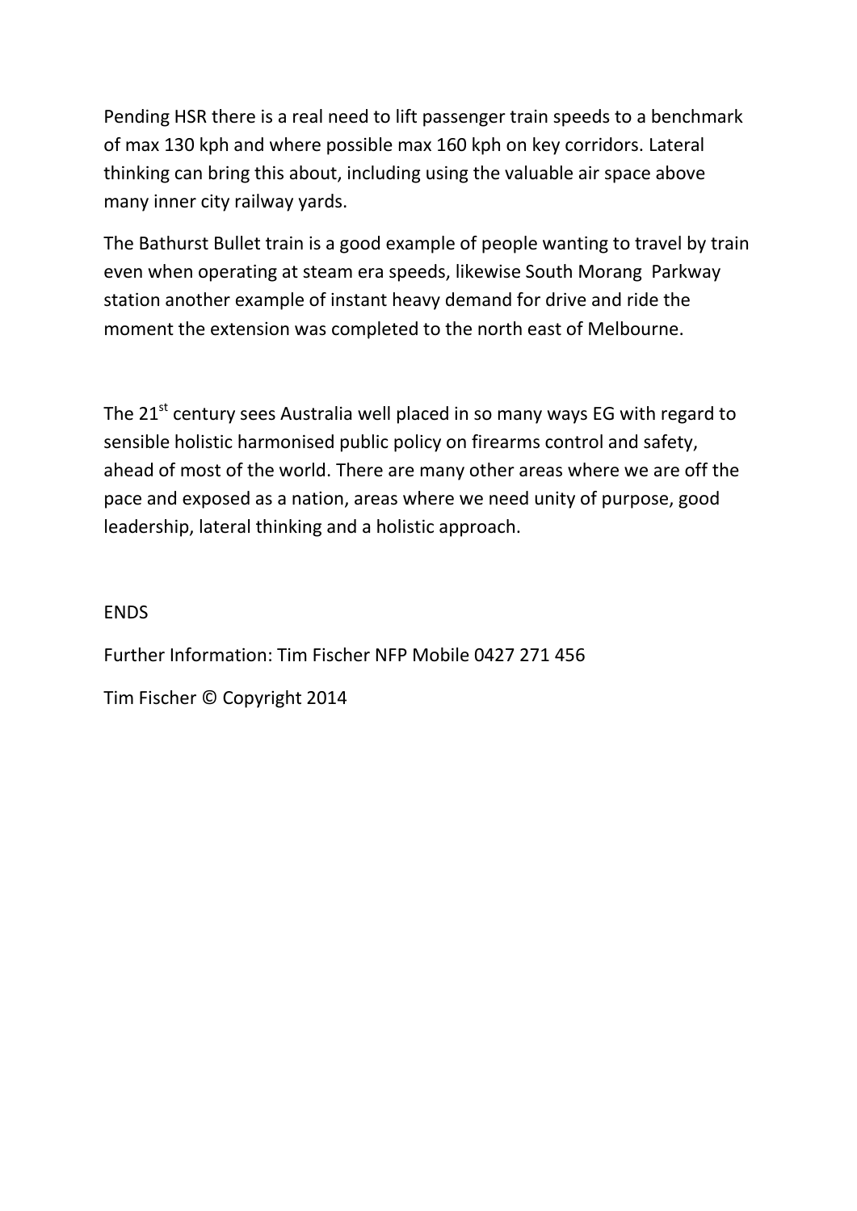Pending HSR there is a real need to lift passenger train speeds to a benchmark of max 130 kph and where possible max 160 kph on key corridors. Lateral thinking can bring this about, including using the valuable air space above many inner city railway yards.

The Bathurst Bullet train is a good example of people wanting to travel by train even when operating at steam era speeds, likewise South Morang  Parkway station another example of instant heavy demand for drive and ride the moment the extension was completed to the north east of Melbourne.

The 21st century sees Australia well placed in so many ways EG with regard to sensible holistic harmonised public policy on firearms control and safety, ahead of most of the world. There are many other areas where we are off the pace and exposed as a nation, areas where we need unity of purpose, good leadership, lateral thinking and a holistic approach.

ENDS

Further Information: Tim Fischer NFP Mobile 0427 271 456

Tim Fischer © Copyright 2014